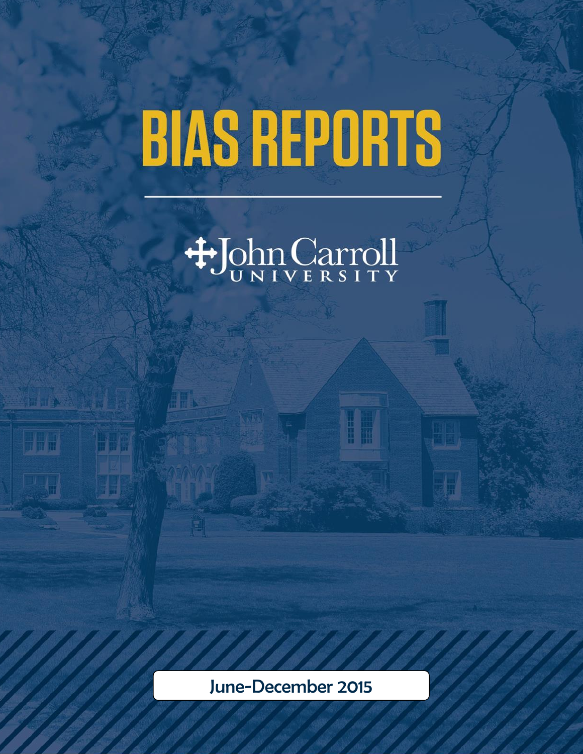# BIAS REPORTS

John Carroll University

June-December 2015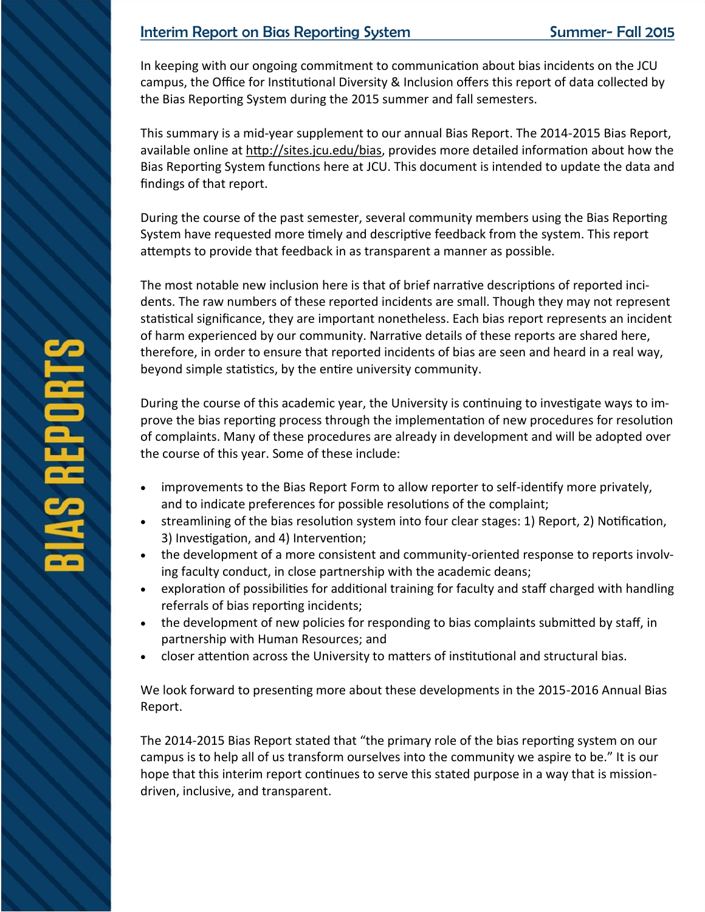## Interim Report on Bias Reporting System — Summer- Fall 2015

In keeping with our ongoing commitment to communication about bias incidents on the JCU campus, the Office for Institutional Diversity & Inclusion offers this report of data collected by the Bias Reporting System during the 2015 summer and fall semesters.

This summary is a mid-year supplement to our annual Bias Report. The 2014-2015 Bias Report, available online at http://sites.jcu.edu/bias, provides more detailed information about how the Bias Reporting System functions here at JCU. This document is intended to update the data and findings of that report.

During the course of the past semester, several community members using the Bias Reporting System have requested more timely and descriptive feedback from the system. This report attempts to provide that feedback in as transparent a manner as possible.

The most notable new inclusion here is that of brief narrative descriptions of reported incidents. The raw numbers of these reported incidents are small. Though they may not represent statistical significance, they are important nonetheless. Each bias report represents an incident of harm experienced by our community. Narrative details of these reports are shared here, therefore, in order to ensure that reported incidents of bias are seen and heard in a real way, beyond simple statistics, by the entire university community.

During the course of this academic year, the University is continuing to investigate ways to improve the bias reporting process through the implementation of new procedures for resolution of complaints. Many of these procedures are already in development and will be adopted over the course of this year. Some of these include:

- improvements to the Bias Report Form to allow reporter to self-identify more privately, and to indicate preferences for possible resolutions of the complaint;
- streamlining of the bias resolution system into four clear stages: 1) Report, 2) Notification, 3) Investigation, and 4) Intervention;
- the development of a more consistent and community-oriented response to reports involving faculty conduct, in close partnership with the academic deans;
- exploration of possibilities for additional training for faculty and staff charged with handling referrals of bias reporting incidents;
- the development of new policies for responding to bias complaints submitted by staff, in partnership with Human Resources; and
- closer attention across the University to matters of institutional and structural bias.

We look forward to presenting more about these developments in the 2015-2016 Annual Bias Report.

The 2014-2015 Bias Report stated that "the primary role of the bias reporting system on our campus is to help all of us transform ourselves into the community we aspire to be." It is our hope that this interim report continues to serve this stated purpose in a way that is mission-driven, inclusive, and transparent.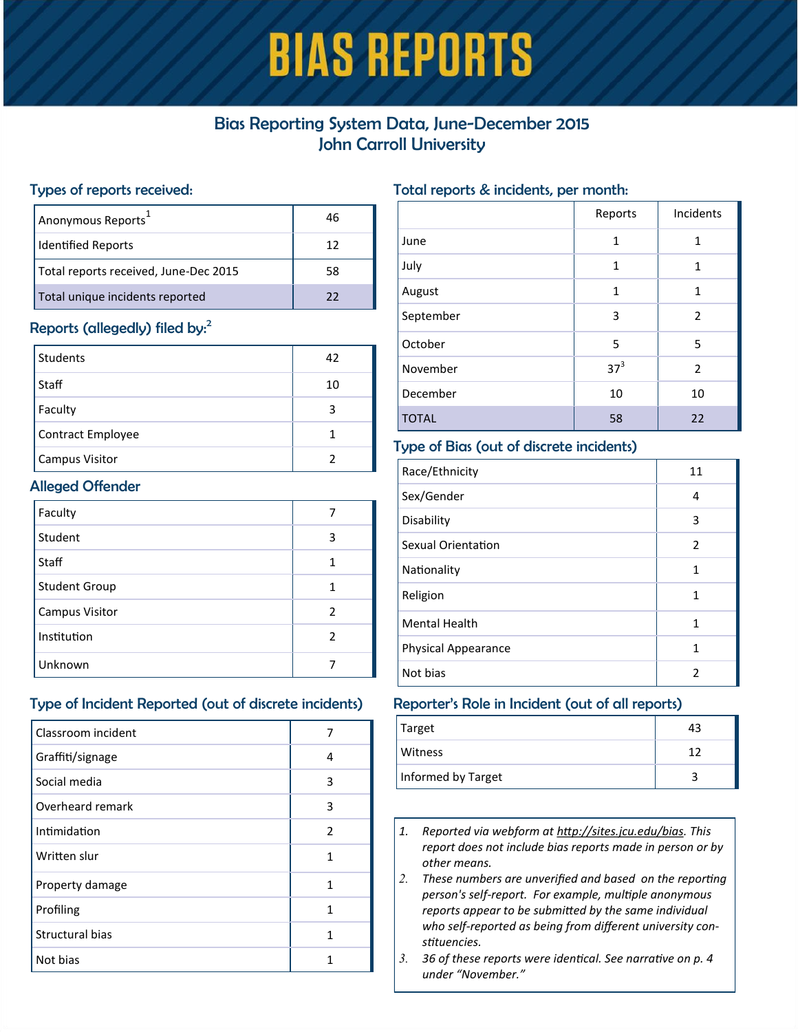# BIAS REPORTS

## Bias Reporting System Data, June-December 2015
## John Carroll University

### Types of reports received:

| | |
|---|---|
| Anonymous Reports[1] | 46 |
| Identified Reports | 12 |
| Total reports received, June-Dec 2015 | 58 |
| Total unique incidents reported | 22 |

### Reports (allegedly) filed by:[2]

| | |
|---|---|
| Students | 42 |
| Staff | 10 |
| Faculty | 3 |
| Contract Employee | 1 |
| Campus Visitor | 2 |

### Alleged Offender

| | |
|---|---|
| Faculty | 7 |
| Student | 3 |
| Staff | 1 |
| Student Group | 1 |
| Campus Visitor | 2 |
| Institution | 2 |
| Unknown | 7 |

### Type of Incident Reported (out of discrete incidents)

| | |
|---|---|
| Classroom incident | 7 |
| Graffiti/signage | 4 |
| Social media | 3 |
| Overheard remark | 3 |
| Intimidation | 2 |
| Written slur | 1 |
| Property damage | 1 |
| Profiling | 1 |
| Structural bias | 1 |
| Not bias | 1 |

### Total reports & incidents, per month:

| | Reports | Incidents |
|---|---|---|
| June | 1 | 1 |
| July | 1 | 1 |
| August | 1 | 1 |
| September | 3 | 2 |
| October | 5 | 5 |
| November | 37[3] | 2 |
| December | 10 | 10 |
| TOTAL | 58 | 22 |

### Type of Bias (out of discrete incidents)

| | |
|---|---|
| Race/Ethnicity | 11 |
| Sex/Gender | 4 |
| Disability | 3 |
| Sexual Orientation | 2 |
| Nationality | 1 |
| Religion | 1 |
| Mental Health | 1 |
| Physical Appearance | 1 |
| Not bias | 2 |

### Reporter's Role in Incident (out of all reports)

| | |
|---|---|
| Target | 43 |
| Witness | 12 |
| Informed by Target | 3 |

1. *Reported via webform at http://sites.jcu.edu/bias. This report does not include bias reports made in person or by other means.*
2. *These numbers are unverified and based on the reporting person's self-report. For example, multiple anonymous reports appear to be submitted by the same individual who self-reported as being from different university constituencies.*
3. *36 of these reports were identical. See narrative on p. 4 under "November."*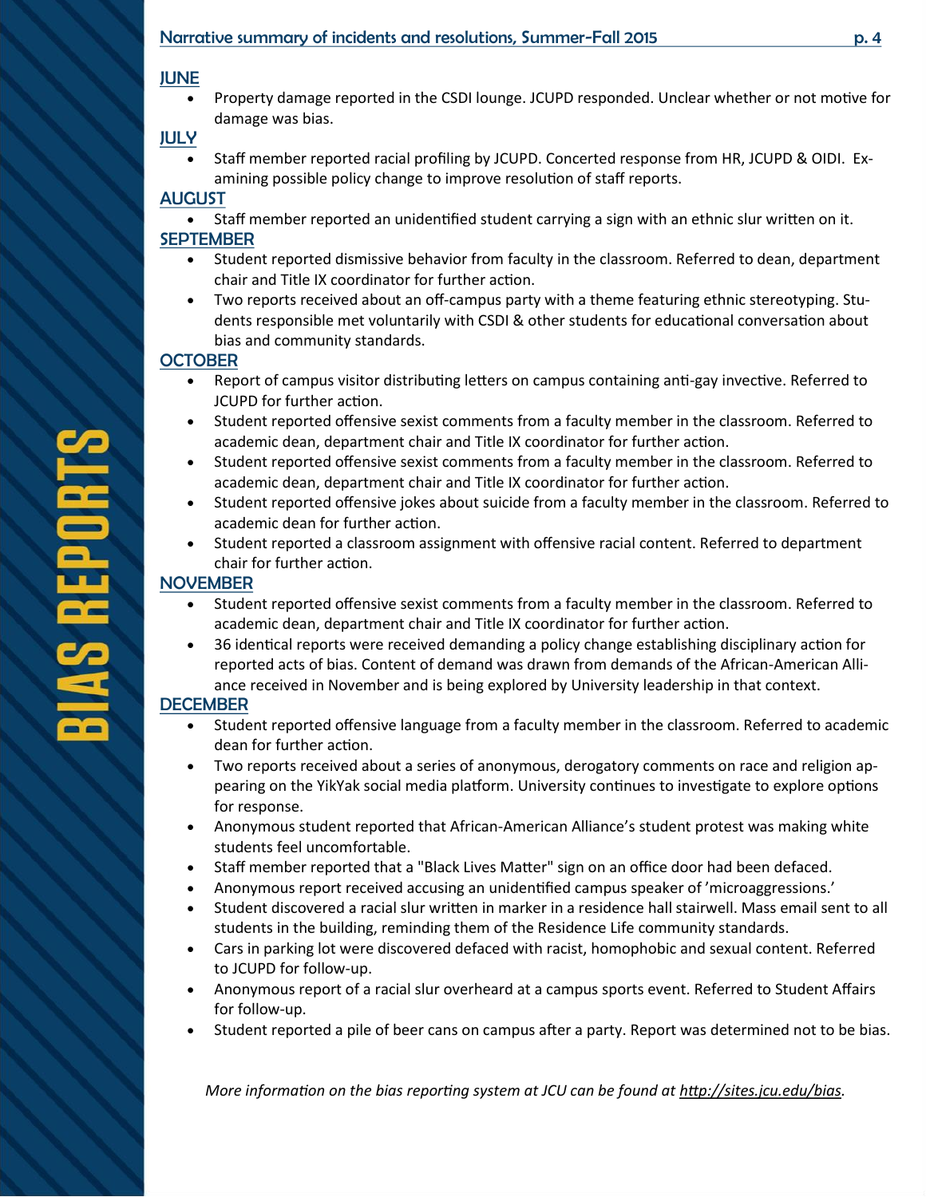## JUNE

- Property damage reported in the CSDI lounge. JCUPD responded. Unclear whether or not motive for damage was bias.

## JULY

- Staff member reported racial profiling by JCUPD. Concerted response from HR, JCUPD & OIDI. Examining possible policy change to improve resolution of staff reports.

## AUGUST

- Staff member reported an unidentified student carrying a sign with an ethnic slur written on it.

## SEPTEMBER

- Student reported dismissive behavior from faculty in the classroom. Referred to dean, department chair and Title IX coordinator for further action.
- Two reports received about an off-campus party with a theme featuring ethnic stereotyping. Students responsible met voluntarily with CSDI & other students for educational conversation about bias and community standards.

## OCTOBER

- Report of campus visitor distributing letters on campus containing anti-gay invective. Referred to JCUPD for further action.
- Student reported offensive sexist comments from a faculty member in the classroom. Referred to academic dean, department chair and Title IX coordinator for further action.
- Student reported offensive sexist comments from a faculty member in the classroom. Referred to academic dean, department chair and Title IX coordinator for further action.
- Student reported offensive jokes about suicide from a faculty member in the classroom. Referred to academic dean for further action.
- Student reported a classroom assignment with offensive racial content. Referred to department chair for further action.

## NOVEMBER

- Student reported offensive sexist comments from a faculty member in the classroom. Referred to academic dean, department chair and Title IX coordinator for further action.
- 36 identical reports were received demanding a policy change establishing disciplinary action for reported acts of bias. Content of demand was drawn from demands of the African-American Alliance received in November and is being explored by University leadership in that context.

## DECEMBER

- Student reported offensive language from a faculty member in the classroom. Referred to academic dean for further action.
- Two reports received about a series of anonymous, derogatory comments on race and religion appearing on the YikYak social media platform. University continues to investigate to explore options for response.
- Anonymous student reported that African-American Alliance's student protest was making white students feel uncomfortable.
- Staff member reported that a "Black Lives Matter" sign on an office door had been defaced.
- Anonymous report received accusing an unidentified campus speaker of 'microaggressions.'
- Student discovered a racial slur written in marker in a residence hall stairwell. Mass email sent to all students in the building, reminding them of the Residence Life community standards.
- Cars in parking lot were discovered defaced with racist, homophobic and sexual content. Referred to JCUPD for follow-up.
- Anonymous report of a racial slur overheard at a campus sports event. Referred to Student Affairs for follow-up.
- Student reported a pile of beer cans on campus after a party. Report was determined not to be bias.

*More information on the bias reporting system at JCU can be found at http://sites.jcu.edu/bias.*